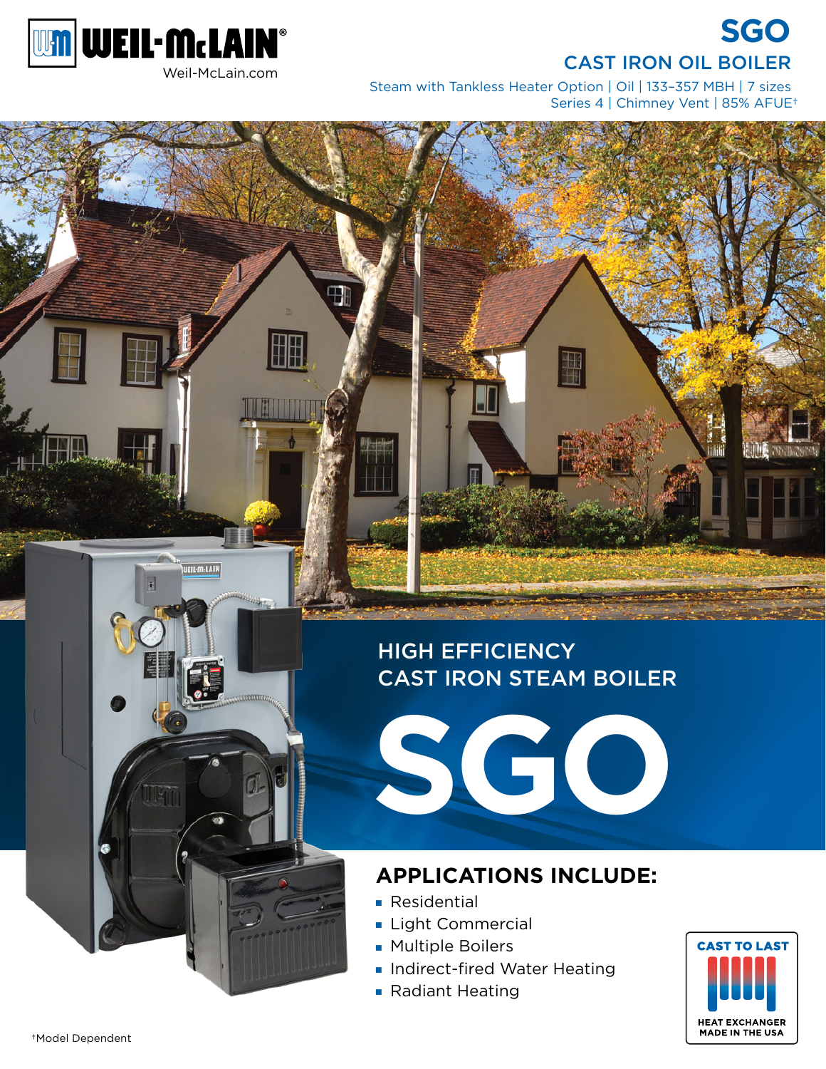WEIL-McLAIN®

Weil-McLain.com

# SGO

## CAST IRON OIL BOILER

Steam with Tankless Heater Option | Oil | 133–357 MBH | 7 sizes
Series 4 | Chimney Vent | 85% AFUE†

## HIGH EFFICIENCY CAST IRON STEAM BOILER

# SGO

## APPLICATIONS INCLUDE:

- Residential
- Light Commercial
- Multiple Boilers
- Indirect-fired Water Heating
- Radiant Heating

CAST TO LAST

HEAT EXCHANGER MADE IN THE USA

†Model Dependent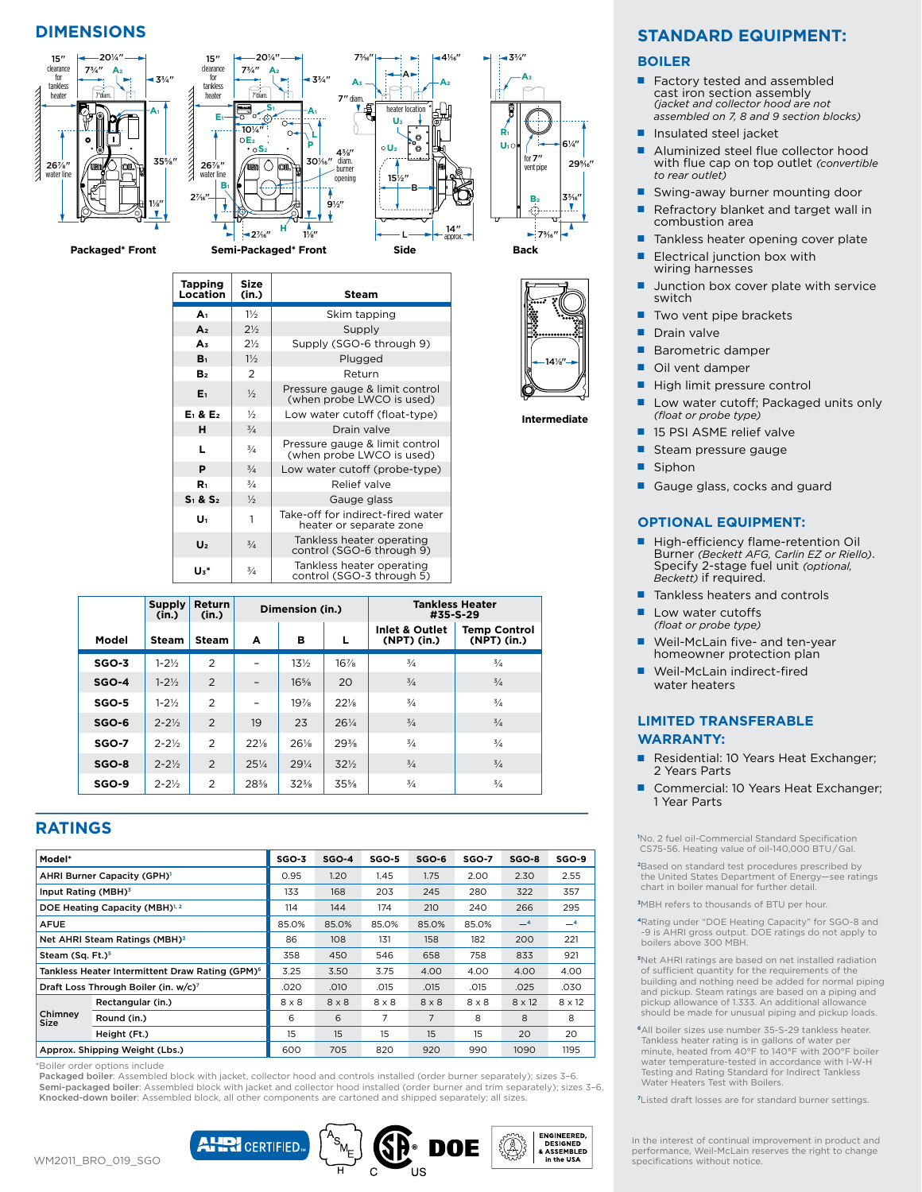## DIMENSIONS

Packaged* Front

Semi-Packaged* Front

Side

Back

Intermediate

| Tapping Location | Size (in.) | Steam |
|---|---|---|
| $A_1$ | 1½ | Skim tapping |
| $A_2$ | 2½ | Supply |
| $A_3$ | 2½ | Supply (SGO-6 through 9) |
| $B_1$ | 1½ | Plugged |
| $B_2$ | 2 | Return |
| $E_1$ | ½ | Pressure gauge & limit control (when probe LWCO is used) |
| $E_1$ & $E_2$ | ½ | Low water cutoff (float-type) |
| H | ¾ | Drain valve |
| L | ¾ | Pressure gauge & limit control (when probe LWCO is used) |
| P | ¾ | Low water cutoff (probe-type) |
| $R_1$ | ¾ | Relief valve |
| $S_1$ & $S_2$ | ½ | Gauge glass |
| $U_1$ | 1 | Take-off for indirect-fired water heater or separate zone |
| $U_2$ | ¾ | Tankless heater operating control (SGO-6 through 9) |
| $U_3$* | ¾ | Tankless heater operating control (SGO-3 through 5) |

| Model | Supply (in.) Steam | Return (in.) Steam | Dimension (in.) A | B | L | Tankless Heater #35-S-29 Inlet & Outlet (NPT) (in.) | Temp Control (NPT) (in.) |
|---|---|---|---|---|---|---|---|
| SGO-3 | 1-2½ | 2 | – | 13½ | 16⅞ | ¾ | ¾ |
| SGO-4 | 1-2½ | 2 | – | 16⅝ | 20 | ¾ | ¾ |
| SGO-5 | 1-2½ | 2 | – | 19⅞ | 22⅛ | ¾ | ¾ |
| SGO-6 | 2-2½ | 2 | 19 | 23 | 26¼ | ¾ | ¾ |
| SGO-7 | 2-2½ | 2 | 22⅛ | 26⅛ | 29⅜ | ¾ | ¾ |
| SGO-8 | 2-2½ | 2 | 25¼ | 29¼ | 32½ | ¾ | ¾ |
| SGO-9 | 2-2½ | 2 | 28⅜ | 32⅜ | 35⅝ | ¾ | ¾ |

## RATINGS

| Model* | | SGO-3 | SGO-4 | SGO-5 | SGO-6 | SGO-7 | SGO-8 | SGO-9 |
|---|---|---|---|---|---|---|---|---|
| AHRI Burner Capacity (GPH)[1] | | 0.95 | 1.20 | 1.45 | 1.75 | 2.00 | 2.30 | 2.55 |
| Input Rating (MBH)[3] | | 133 | 168 | 203 | 245 | 280 | 322 | 357 |
| DOE Heating Capacity (MBH)[1, 2] | | 114 | 144 | 174 | 210 | 240 | 266 | 295 |
| AFUE | | 85.0% | 85.0% | 85.0% | 85.0% | 85.0% | —[4] | —[4] |
| Net AHRI Steam Ratings (MBH)[3] | | 86 | 108 | 131 | 158 | 182 | 200 | 221 |
| Steam (Sq. Ft.)[5] | | 358 | 450 | 546 | 658 | 758 | 833 | 921 |
| Tankless Heater Intermittent Draw Rating (GPM)[6] | | 3.25 | 3.50 | 3.75 | 4.00 | 4.00 | 4.00 | 4.00 |
| Draft Loss Through Boiler (in. w/c)[7] | | .020 | .010 | .015 | .015 | .015 | .025 | .030 |
| Chimney Size | Rectangular (in.) | 8 x 8 | 8 x 8 | 8 x 8 | 8 x 8 | 8 x 8 | 8 x 12 | 8 x 12 |
| | Round (in.) | 6 | 6 | 7 | 7 | 8 | 8 | 8 |
| | Height (Ft.) | 15 | 15 | 15 | 15 | 15 | 20 | 20 |
| Approx. Shipping Weight (Lbs.) | | 600 | 705 | 820 | 920 | 990 | 1090 | 1195 |

*Boiler order options include
**Packaged boiler**: Assembled block with jacket, collector hood and controls installed (order burner separately); sizes 3–6.
**Semi-packaged boiler**: Assembled block with jacket and collector hood installed (order burner and trim separately); sizes 3–6.
**Knocked-down boiler**: Assembled block, all other components are cartoned and shipped separately; all sizes.

## STANDARD EQUIPMENT:

### BOILER

- Factory tested and assembled cast iron section assembly *(jacket and collector hood are not assembled on 7, 8 and 9 section blocks)*
- Insulated steel jacket
- Aluminized steel flue collector hood with flue cap on top outlet *(convertible to rear outlet)*
- Swing-away burner mounting door
- Refractory blanket and target wall in combustion area
- Tankless heater opening cover plate
- Electrical junction box with wiring harnesses
- Junction box cover plate with service switch
- Two vent pipe brackets
- Drain valve
- Barometric damper
- Oil vent damper
- High limit pressure control
- Low water cutoff; Packaged units only *(float or probe type)*
- 15 PSI ASME relief valve
- Steam pressure gauge
- Siphon
- Gauge glass, cocks and guard

## OPTIONAL EQUIPMENT:

- High-efficiency flame-retention Oil Burner *(Beckett AFG, Carlin EZ or Riello)*. Specify 2-stage fuel unit *(optional, Beckett)* if required.
- Tankless heaters and controls
- Low water cutoffs *(float or probe type)*
- Weil-McLain five- and ten-year homeowner protection plan
- Weil-McLain indirect-fired water heaters

## LIMITED TRANSFERABLE WARRANTY:

- Residential: 10 Years Heat Exchanger; 2 Years Parts
- Commercial: 10 Years Heat Exchanger; 1 Year Parts

[1]No. 2 fuel oil-Commercial Standard Specification CS75-56. Heating value of oil-140,000 BTU/Gal.

[2]Based on standard test procedures prescribed by the United States Department of Energy—see ratings chart in boiler manual for further detail.

[3]MBH refers to thousands of BTU per hour.

[4]Rating under "DOE Heating Capacity" for SGO-8 and -9 is AHRI gross output. DOE ratings do not apply to boilers above 300 MBH.

[5]Net AHRI ratings are based on net installed radiation of sufficient quantity for the requirements of the building and nothing need be added for normal piping and pickup. Steam ratings are based on a piping and pickup allowance of 1.333. An additional allowance should be made for unusual piping and pickup loads.

[6]All boiler sizes use number 35-S-29 tankless heater. Tankless heater rating is in gallons of water per minute, heated from 40°F to 140°F with 200°F boiler water temperature-tested in accordance with I-W-H Testing and Rating Standard for Indirect Tankless Water Heaters Test with Boilers.

[7]Listed draft losses are for standard burner settings.

In the interest of continual improvement in product and performance, Weil-McLain reserves the right to change specifications without notice.

WM2011_BRO_019_SGO